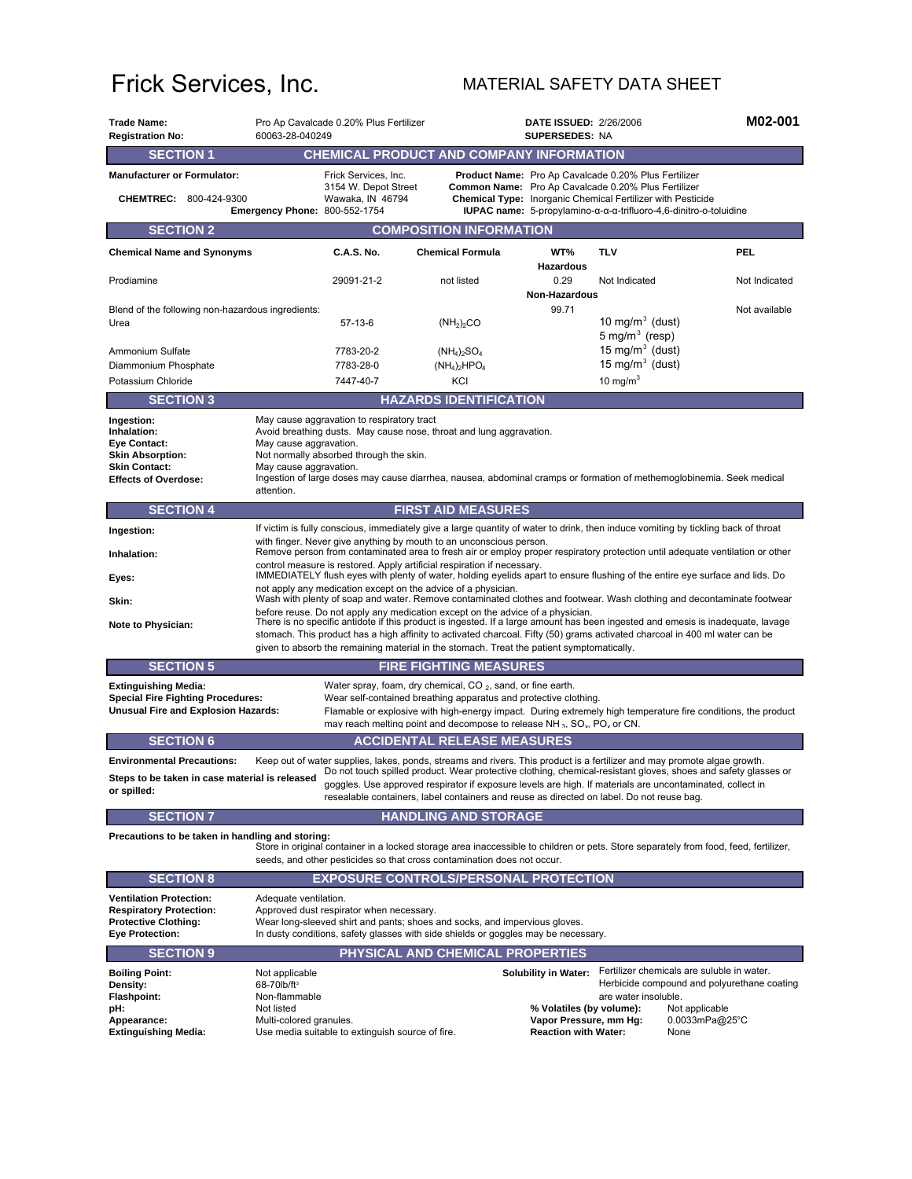# Frick Services, Inc.

## MATERIAL SAFETY DATA SHEET

**Trade Name:** Pro Ap Cavalcade 0.20% Plus Fertilizer
**Registration No:** 60063-28-040249
**DATE ISSUED:** 2/26/2006
**SUPERSEDES:** NA
**M02-001**

## SECTION 1 CHEMICAL PRODUCT AND COMPANY INFORMATION

**Manufacturer or Formulator:** Frick Services, Inc., 3154 W. Depot Street, Wawaka, IN 46794

**CHEMTREC:** 800-424-9300

**Emergency Phone:** 800-552-1754

**Product Name:** Pro Ap Cavalcade 0.20% Plus Fertilizer
**Common Name:** Pro Ap Cavalcade 0.20% Plus Fertilizer
**Chemical Type:** Inorganic Chemical Fertilizer with Pesticide
**IUPAC name:** 5-propylamino-α-α-trifluoro-4,6-dinitro-o-toluidine

## SECTION 2 COMPOSITION INFORMATION

| Chemical Name and Synonyms | C.A.S. No. | Chemical Formula | WT% | TLV | PEL |
|---|---|---|---|---|---|
| | | | **Hazardous** | | |
| Prodiamine | 29091-21-2 | not listed | 0.29 | Not Indicated | Not Indicated |
| | | | **Non-Hazardous** | | |
| Blend of the following non-hazardous ingredients: | | | 99.71 | | Not available |
| Urea | 57-13-6 | $(NH_2)_2CO$ | | 10 mg/m$^3$ (dust) 5 mg/m$^3$ (resp) | |
| Ammonium Sulfate | 7783-20-2 | $(NH_4)_2SO_4$ | | 15 mg/m$^3$ (dust) | |
| Diammonium Phosphate | 7783-28-0 | $(NH_4)_2HPO_4$ | | 15 mg/m$^3$ (dust) | |
| Potassium Chloride | 7447-40-7 | KCl | | 10 mg/m$^3$ | |

## SECTION 3 HAZARDS IDENTIFICATION

**Ingestion:** May cause aggravation to respiratory tract

**Inhalation:** Avoid breathing dusts. May cause nose, throat and lung aggravation.

**Eye Contact:** May cause aggravation.

**Skin Absorption:** Not normally absorbed through the skin.

**Skin Contact:** May cause aggravation.

**Effects of Overdose:** Ingestion of large doses may cause diarrhea, nausea, abdominal cramps or formation of methemoglobinemia. Seek medical attention.

## SECTION 4 FIRST AID MEASURES

**Ingestion:** If victim is fully conscious, immediately give a large quantity of water to drink, then induce vomiting by tickling back of throat with finger. Never give anything by mouth to an unconscious person.

**Inhalation:** Remove person from contaminated area to fresh air or employ proper respiratory protection until adequate ventilation or other control measure is restored. Apply artificial respiration if necessary.

**Eyes:** IMMEDIATELY flush eyes with plenty of water, holding eyelids apart to ensure flushing of the entire eye surface and lids. Do not apply any medication except on the advice of a physician.

**Skin:** Wash with plenty of soap and water. Remove contaminated clothes and footwear. Wash clothing and decontaminate footwear before reuse. Do not apply any medication except on the advice of a physician.

**Note to Physician:** There is no specific antidote if this product is ingested. If a large amount has been ingested and emesis is inadequate, lavage stomach. This product has a high affinity to activated charcoal. Fifty (50) grams activated charcoal in 400 ml water can be given to absorb the remaining material in the stomach. Treat the patient symptomatically.

## SECTION 5 FIRE FIGHTING MEASURES

**Extinguishing Media:** Water spray, foam, dry chemical, $CO_2$, sand, or fine earth.

**Special Fire Fighting Procedures:** Wear self-contained breathing apparatus and protective clothing.

**Unusual Fire and Explosion Hazards:** Flamable or explosive with high-energy impact. During extremely high temperature fire conditions, the product may reach melting point and decompose to release $NH_3$, $SO_x$, $PO_x$ or CN.

## SECTION 6 ACCIDENTAL RELEASE MEASURES

**Environmental Precautions:** Keep out of water supplies, lakes, ponds, streams and rivers. This product is a fertilizer and may promote algae growth.

**Steps to be taken in case material is released or spilled:** Do not touch spilled product. Wear protective clothing, chemical-resistant gloves, shoes and safety glasses or goggles. Use approved respirator if exposure levels are high. If materials are uncontaminated, collect in resealable containers, label containers and reuse as directed on label. Do not reuse bag.

## SECTION 7 HANDLING AND STORAGE

**Precautions to be taken in handling and storing:**
Store in original container in a locked storage area inaccessible to children or pets. Store separately from food, feed, fertilizer, seeds, and other pesticides so that cross contamination does not occur.

## SECTION 8 EXPOSURE CONTROLS/PERSONAL PROTECTION

**Ventilation Protection:** Adequate ventilation.

**Respiratory Protection:** Approved dust respirator when necessary.

**Protective Clothing:** Wear long-sleeved shirt and pants; shoes and socks, and impervious gloves.

**Eye Protection:** In dusty conditions, safety glasses with side shields or goggles may be necessary.

## SECTION 9 PHYSICAL AND CHEMICAL PROPERTIES

**Boiling Point:** Not applicable

**Density:** 68-70lb/ft$^3$

**Flashpoint:** Non-flammable

**pH:** Not listed

**Appearance:** Multi-colored granules.

**Extinguishing Media:** Use media suitable to extinguish source of fire.

**Solubility in Water:** Fertilizer chemicals are suluble in water. Herbicide compound and polyurethane coating are water insoluble.

**% Volatiles (by volume):** Not applicable

**Vapor Pressure, mm Hg:** 0.0033mPa@25°C

**Reaction with Water:** None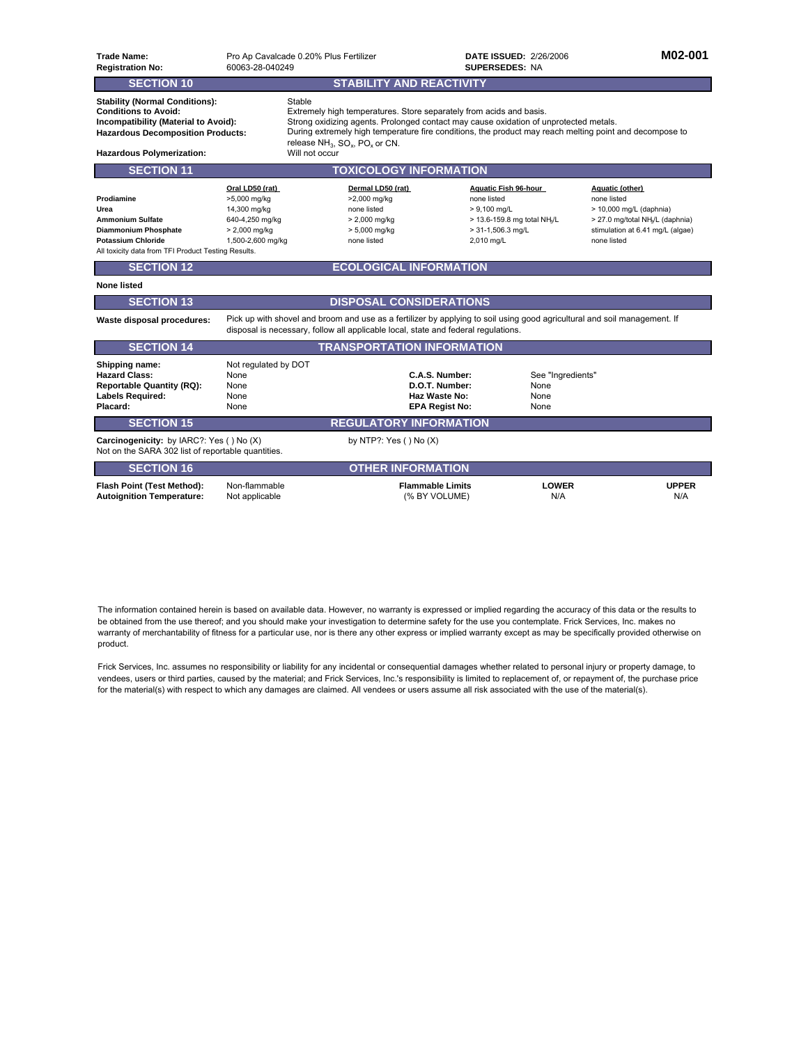| | | | |
|---|---|---|---|
| **Trade Name:** | Pro Ap Cavalcade 0.20% Plus Fertilizer | **DATE ISSUED:** 2/26/2006 | **M02-001** |
| **Registration No:** | 60063-28-040249 | **SUPERSEDES:** NA | |

## SECTION 10 STABILITY AND REACTIVITY

**Stability (Normal Conditions):** Stable

**Conditions to Avoid:** Extremely high temperatures. Store separately from acids and basis.

**Incompatibility (Material to Avoid):** Strong oxidizing agents. Prolonged contact may cause oxidation of unprotected metals.

**Hazardous Decomposition Products:** During extremely high temperature fire conditions, the product may reach melting point and decompose to release $NH_3$, $SO_x$, $PO_x$ or CN.

**Hazardous Polymerization:** Will not occur

## SECTION 11 TOXICOLOGY INFORMATION

| | Oral LD50 (rat) | Dermal LD50 (rat) | Aquatic Fish 96-hour | Aquatic (other) |
|---|---|---|---|---|
| **Prodiamine** | >5,000 mg/kg | >2,000 mg/kg | none listed | none listed |
| **Urea** | 14,300 mg/kg | none listed | > 9,100 mg/L | > 10,000 mg/L (daphnia) |
| **Ammonium Sulfate** | 640-4,250 mg/kg | > 2,000 mg/kg | > 13.6-159.8 mg total $NH_3$/L | > 27.0 mg/total $NH_3$/L (daphnia) |
| **Diammonium Phosphate** | > 2,000 mg/kg | > 5,000 mg/kg | > 31-1,506.3 mg/L | stimulation at 6.41 mg/L (algae) |
| **Potassium Chloride** | 1,500-2,600 mg/kg | none listed | 2,010 mg/L | none listed |

All toxicity data from TFI Product Testing Results.

## SECTION 12 ECOLOGICAL INFORMATION

**None listed**

## SECTION 13 DISPOSAL CONSIDERATIONS

**Waste disposal procedures:** Pick up with shovel and broom and use as a fertilizer by applying to soil using good agricultural and soil management. If disposal is necessary, follow all applicable local, state and federal regulations.

## SECTION 14 TRANSPORTATION INFORMATION

| | | | |
|---|---|---|---|
| **Shipping name:** | Not regulated by DOT | | |
| **Hazard Class:** | None | **C.A.S. Number:** | See "Ingredients" |
| **Reportable Quantity (RQ):** | None | **D.O.T. Number:** | None |
| **Labels Required:** | None | **Haz Waste No:** | None |
| **Placard:** | None | **EPA Regist No:** | None |

## SECTION 15 REGULATORY INFORMATION

**Carcinogenicity:** by IARC?: Yes ( ) No (X) by NTP?: Yes ( ) No (X)

Not on the SARA 302 list of reportable quantities.

## SECTION 16 OTHER INFORMATION

| | | | | |
|---|---|---|---|---|
| **Flash Point (Test Method):** | Non-flammable | **Flammable Limits** | **LOWER** | **UPPER** |
| **Autoignition Temperature:** | Not applicable | (% BY VOLUME) | N/A | N/A |

The information contained herein is based on available data. However, no warranty is expressed or implied regarding the accuracy of this data or the results to be obtained from the use thereof; and you should make your investigation to determine safety for the use you contemplate. Frick Services, Inc. makes no warranty of merchantability of fitness for a particular use, nor is there any other express or implied warranty except as may be specifically provided otherwise on product.

Frick Services, Inc. assumes no responsibility or liability for any incidental or consequential damages whether related to personal injury or property damage, to vendees, users or third parties, caused by the material; and Frick Services, Inc.'s responsibility is limited to replacement of, or repayment of, the purchase price for the material(s) with respect to which any damages are claimed. All vendees or users assume all risk associated with the use of the material(s).